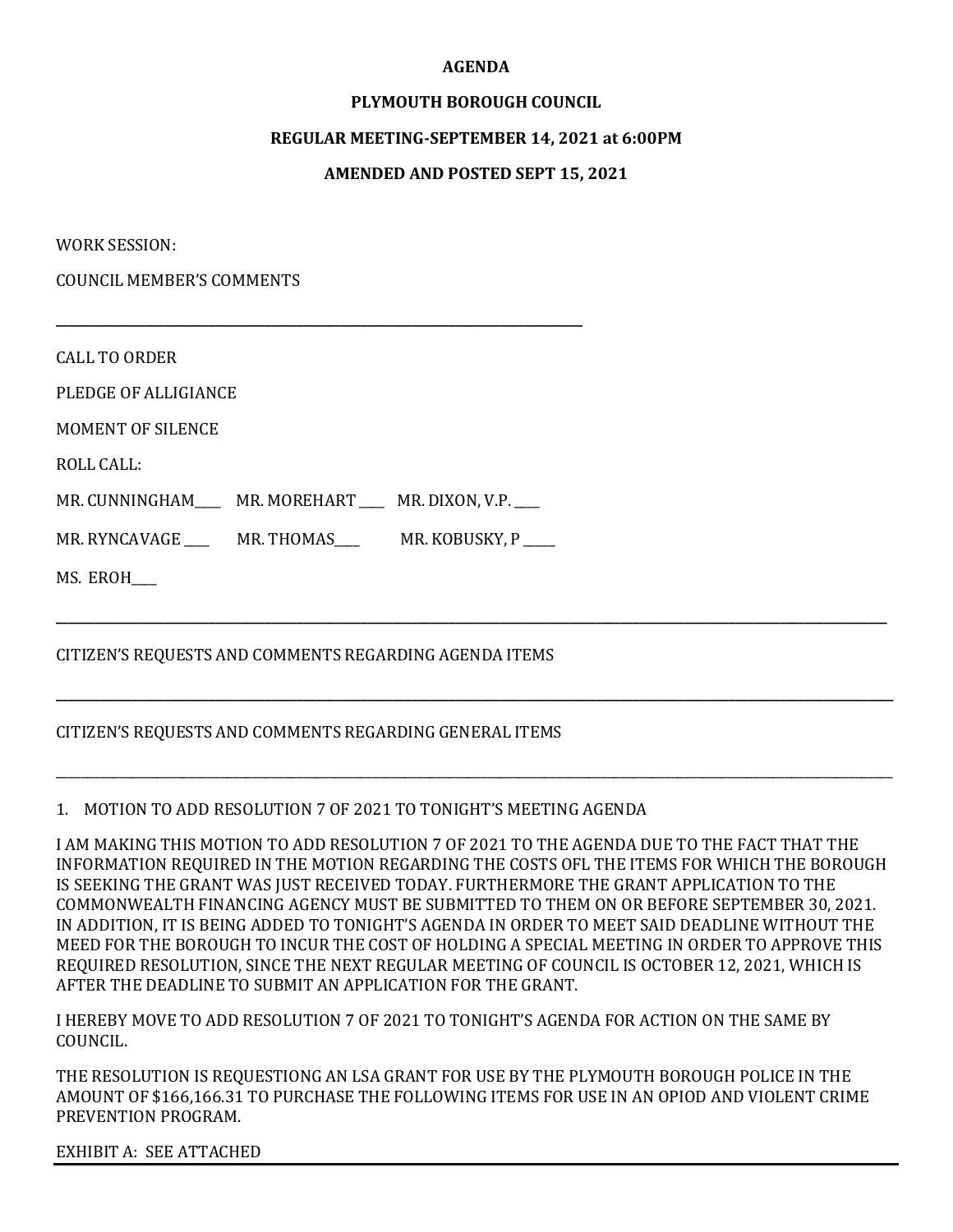**AGENDA**

**PLYMOUTH BOROUGH COUNCIL**

**REGULAR MEETING-SEPTEMBER 14, 2021 at 6:00PM**

**AMENDED AND POSTED SEPT 15, 2021**

WORK SESSION:

COUNCIL MEMBER'S COMMENTS

---

CALL TO ORDER

PLEDGE OF ALLIGIANCE

MOMENT OF SILENCE

ROLL CALL:

MR. CUNNINGHAM____ MR. MOREHART ____ MR. DIXON, V.P. ____

MR. RYNCAVAGE ____ MR. THOMAS____ MR. KOBUSKY, P _____

MS. EROH____

---

CITIZEN'S REQUESTS AND COMMENTS REGARDING AGENDA ITEMS

---

CITIZEN'S REQUESTS AND COMMENTS REGARDING GENERAL ITEMS

---

1. MOTION TO ADD RESOLUTION 7 OF 2021 TO TONIGHT'S MEETING AGENDA

I AM MAKING THIS MOTION TO ADD RESOLUTION 7 OF 2021 TO THE AGENDA DUE TO THE FACT THAT THE INFORMATION REQUIRED IN THE MOTION REGARDING THE COSTS OFL THE ITEMS FOR WHICH THE BOROUGH IS SEEKING THE GRANT WAS JUST RECEIVED TODAY. FURTHERMORE THE GRANT APPLICATION TO THE COMMONWEALTH FINANCING AGENCY MUST BE SUBMITTED TO THEM ON OR BEFORE SEPTEMBER 30, 2021. IN ADDITION, IT IS BEING ADDED TO TONIGHT'S AGENDA IN ORDER TO MEET SAID DEADLINE WITHOUT THE MEED FOR THE BOROUGH TO INCUR THE COST OF HOLDING A SPECIAL MEETING IN ORDER TO APPROVE THIS REQUIRED RESOLUTION, SINCE THE NEXT REGULAR MEETING OF COUNCIL IS OCTOBER 12, 2021, WHICH IS AFTER THE DEADLINE TO SUBMIT AN APPLICATION FOR THE GRANT.

I HEREBY MOVE TO ADD RESOLUTION 7 OF 2021 TO TONIGHT'S AGENDA FOR ACTION ON THE SAME BY COUNCIL.

THE RESOLUTION IS REQUESTIONG AN LSA GRANT FOR USE BY THE PLYMOUTH BOROUGH POLICE IN THE AMOUNT OF $166,166.31 TO PURCHASE THE FOLLOWING ITEMS FOR USE IN AN OPIOD AND VIOLENT CRIME PREVENTION PROGRAM.

EXHIBIT A: SEE ATTACHED

---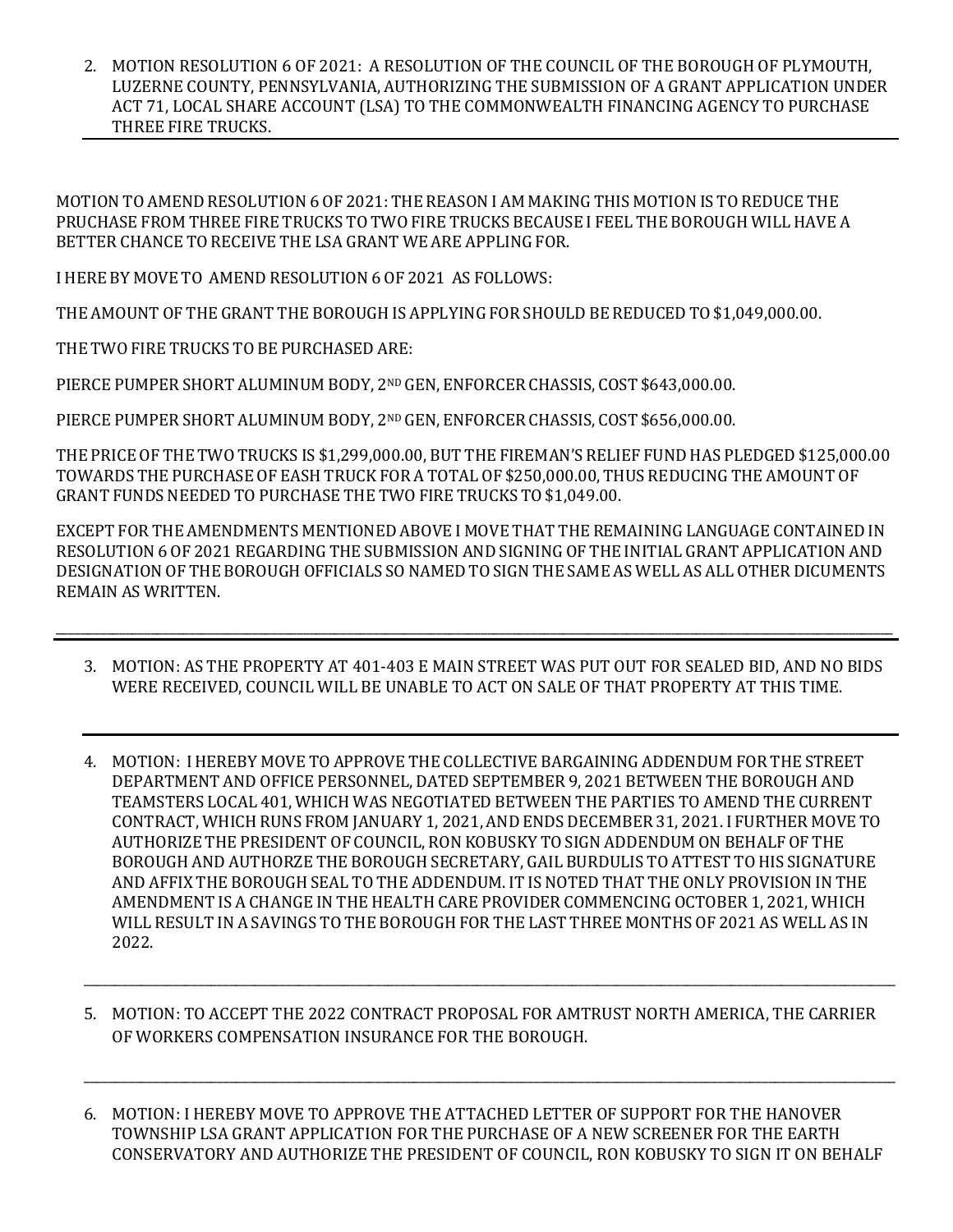2. MOTION RESOLUTION 6 OF 2021: A RESOLUTION OF THE COUNCIL OF THE BOROUGH OF PLYMOUTH, LUZERNE COUNTY, PENNSYLVANIA, AUTHORIZING THE SUBMISSION OF A GRANT APPLICATION UNDER ACT 71, LOCAL SHARE ACCOUNT (LSA) TO THE COMMONWEALTH FINANCING AGENCY TO PURCHASE THREE FIRE TRUCKS.

---

MOTION TO AMEND RESOLUTION 6 OF 2021: THE REASON I AM MAKING THIS MOTION IS TO REDUCE THE PRUCHASE FROM THREE FIRE TRUCKS TO TWO FIRE TRUCKS BECAUSE I FEEL THE BOROUGH WILL HAVE A BETTER CHANCE TO RECEIVE THE LSA GRANT WE ARE APPLING FOR.

I HERE BY MOVE TO AMEND RESOLUTION 6 OF 2021 AS FOLLOWS:

THE AMOUNT OF THE GRANT THE BOROUGH IS APPLYING FOR SHOULD BE REDUCED TO $1,049,000.00.

THE TWO FIRE TRUCKS TO BE PURCHASED ARE:

PIERCE PUMPER SHORT ALUMINUM BODY, 2ND GEN, ENFORCER CHASSIS, COST $643,000.00.

PIERCE PUMPER SHORT ALUMINUM BODY, 2ND GEN, ENFORCER CHASSIS, COST $656,000.00.

THE PRICE OF THE TWO TRUCKS IS $1,299,000.00, BUT THE FIREMAN'S RELIEF FUND HAS PLEDGED $125,000.00 TOWARDS THE PURCHASE OF EASH TRUCK FOR A TOTAL OF $250,000.00, THUS REDUCING THE AMOUNT OF GRANT FUNDS NEEDED TO PURCHASE THE TWO FIRE TRUCKS TO $1,049.00.

EXCEPT FOR THE AMENDMENTS MENTIONED ABOVE I MOVE THAT THE REMAINING LANGUAGE CONTAINED IN RESOLUTION 6 OF 2021 REGARDING THE SUBMISSION AND SIGNING OF THE INITIAL GRANT APPLICATION AND DESIGNATION OF THE BOROUGH OFFICIALS SO NAMED TO SIGN THE SAME AS WELL AS ALL OTHER DICUMENTS REMAIN AS WRITTEN.

---

3. MOTION: AS THE PROPERTY AT 401-403 E MAIN STREET WAS PUT OUT FOR SEALED BID, AND NO BIDS WERE RECEIVED, COUNCIL WILL BE UNABLE TO ACT ON SALE OF THAT PROPERTY AT THIS TIME.

---

4. MOTION: I HEREBY MOVE TO APPROVE THE COLLECTIVE BARGAINING ADDENDUM FOR THE STREET DEPARTMENT AND OFFICE PERSONNEL, DATED SEPTEMBER 9, 2021 BETWEEN THE BOROUGH AND TEAMSTERS LOCAL 401, WHICH WAS NEGOTIATED BETWEEN THE PARTIES TO AMEND THE CURRENT CONTRACT, WHICH RUNS FROM JANUARY 1, 2021, AND ENDS DECEMBER 31, 2021. I FURTHER MOVE TO AUTHORIZE THE PRESIDENT OF COUNCIL, RON KOBUSKY TO SIGN ADDENDUM ON BEHALF OF THE BOROUGH AND AUTHORZE THE BOROUGH SECRETARY, GAIL BURDULIS TO ATTEST TO HIS SIGNATURE AND AFFIX THE BOROUGH SEAL TO THE ADDENDUM. IT IS NOTED THAT THE ONLY PROVISION IN THE AMENDMENT IS A CHANGE IN THE HEALTH CARE PROVIDER COMMENCING OCTOBER 1, 2021, WHICH WILL RESULT IN A SAVINGS TO THE BOROUGH FOR THE LAST THREE MONTHS OF 2021 AS WELL AS IN 2022.

---

5. MOTION: TO ACCEPT THE 2022 CONTRACT PROPOSAL FOR AMTRUST NORTH AMERICA, THE CARRIER OF WORKERS COMPENSATION INSURANCE FOR THE BOROUGH.

---

6. MOTION: I HEREBY MOVE TO APPROVE THE ATTACHED LETTER OF SUPPORT FOR THE HANOVER TOWNSHIP LSA GRANT APPLICATION FOR THE PURCHASE OF A NEW SCREENER FOR THE EARTH CONSERVATORY AND AUTHORIZE THE PRESIDENT OF COUNCIL, RON KOBUSKY TO SIGN IT ON BEHALF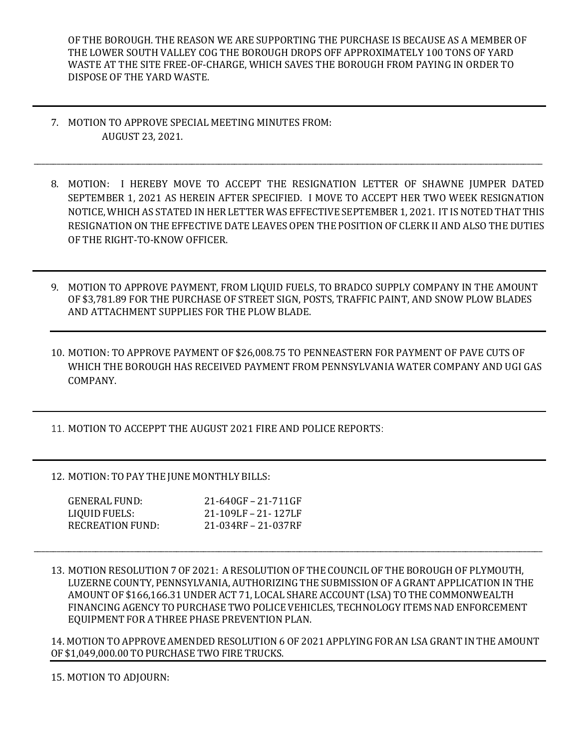OF THE BOROUGH. THE REASON WE ARE SUPPORTING THE PURCHASE IS BECAUSE AS A MEMBER OF THE LOWER SOUTH VALLEY COG THE BOROUGH DROPS OFF APPROXIMATELY 100 TONS OF YARD WASTE AT THE SITE FREE-OF-CHARGE, WHICH SAVES THE BOROUGH FROM PAYING IN ORDER TO DISPOSE OF THE YARD WASTE.

---

7. MOTION TO APPROVE SPECIAL MEETING MINUTES FROM:
   AUGUST 23, 2021.

---

8. MOTION: I HEREBY MOVE TO ACCEPT THE RESIGNATION LETTER OF SHAWNE JUMPER DATED SEPTEMBER 1, 2021 AS HEREIN AFTER SPECIFIED. I MOVE TO ACCEPT HER TWO WEEK RESIGNATION NOTICE, WHICH AS STATED IN HER LETTER WAS EFFECTIVE SEPTEMBER 1, 2021. IT IS NOTED THAT THIS RESIGNATION ON THE EFFECTIVE DATE LEAVES OPEN THE POSITION OF CLERK II AND ALSO THE DUTIES OF THE RIGHT-TO-KNOW OFFICER.

---

9. MOTION TO APPROVE PAYMENT, FROM LIQUID FUELS, TO BRADCO SUPPLY COMPANY IN THE AMOUNT OF $3,781.89 FOR THE PURCHASE OF STREET SIGN, POSTS, TRAFFIC PAINT, AND SNOW PLOW BLADES AND ATTACHMENT SUPPLIES FOR THE PLOW BLADE.

---

10. MOTION: TO APPROVE PAYMENT OF $26,008.75 TO PENNEASTERN FOR PAYMENT OF PAVE CUTS OF WHICH THE BOROUGH HAS RECEIVED PAYMENT FROM PENNSYLVANIA WATER COMPANY AND UGI GAS COMPANY.

---

11. MOTION TO ACCEPPT THE AUGUST 2021 FIRE AND POLICE REPORTS:

---

12. MOTION: TO PAY THE JUNE MONTHLY BILLS:

| | |
|---|---|
| GENERAL FUND: | 21-640GF – 21-711GF |
| LIQUID FUELS: | 21-109LF – 21- 127LF |
| RECREATION FUND: | 21-034RF – 21-037RF |

---

13. MOTION RESOLUTION 7 OF 2021: A RESOLUTION OF THE COUNCIL OF THE BOROUGH OF PLYMOUTH, LUZERNE COUNTY, PENNSYLVANIA, AUTHORIZING THE SUBMISSION OF A GRANT APPLICATION IN THE AMOUNT OF $166,166.31 UNDER ACT 71, LOCAL SHARE ACCOUNT (LSA) TO THE COMMONWEALTH FINANCING AGENCY TO PURCHASE TWO POLICE VEHICLES, TECHNOLOGY ITEMS NAD ENFORCEMENT EQUIPMENT FOR A THREE PHASE PREVENTION PLAN.

14. MOTION TO APPROVE AMENDED RESOLUTION 6 OF 2021 APPLYING FOR AN LSA GRANT IN THE AMOUNT OF $1,049,000.00 TO PURCHASE TWO FIRE TRUCKS.

---

15. MOTION TO ADJOURN: